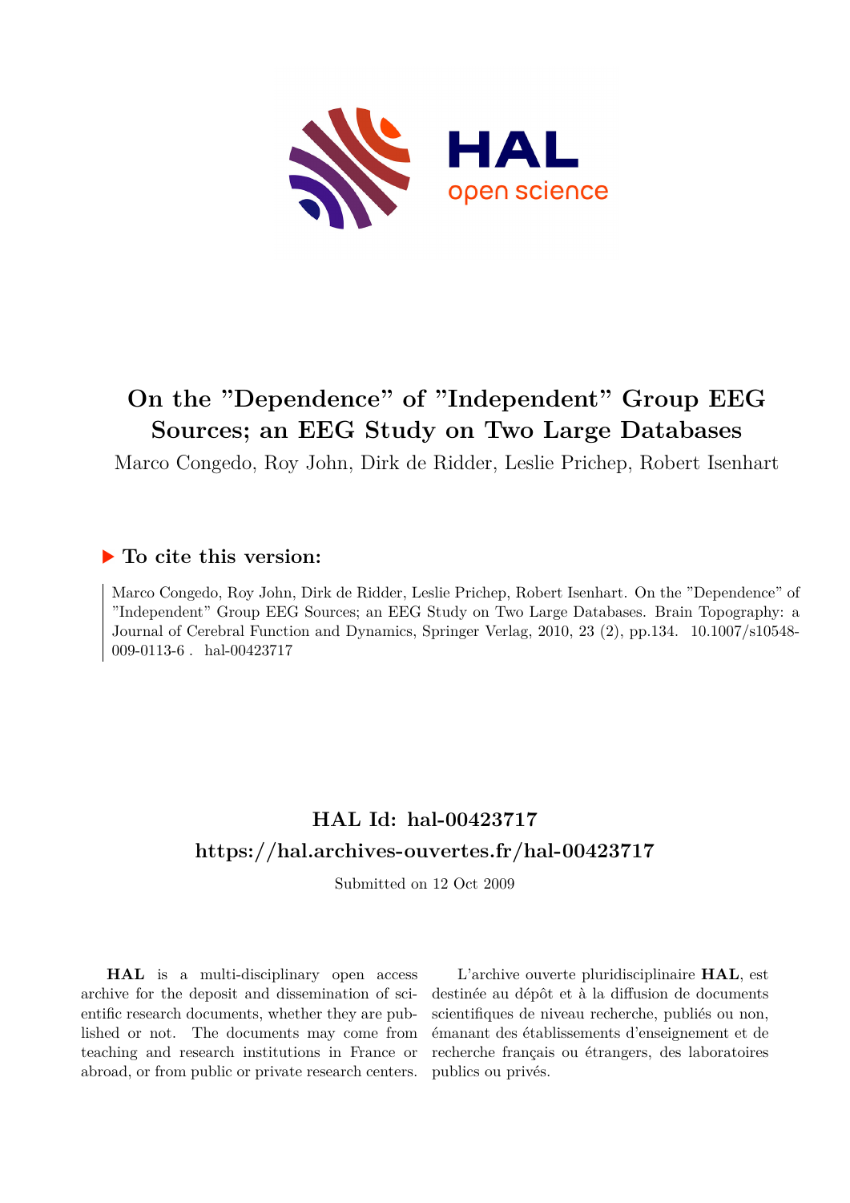# On the "Dependence" of "Independent" Group EEG Sources; an EEG Study on Two Large Databases

Marco Congedo, Roy John, Dirk de Ridder, Leslie Prichep, Robert Isenhart

## ▶ To cite this version:

Marco Congedo, Roy John, Dirk de Ridder, Leslie Prichep, Robert Isenhart. On the "Dependence" of "Independent" Group EEG Sources; an EEG Study on Two Large Databases. Brain Topography: a Journal of Cerebral Function and Dynamics, Springer Verlag, 2010, 23 (2), pp.134. 10.1007/s10548-009-0113-6 . hal-00423717

## HAL Id: hal-00423717
## https://hal.archives-ouvertes.fr/hal-00423717

Submitted on 12 Oct 2009

**HAL** is a multi-disciplinary open access archive for the deposit and dissemination of scientific research documents, whether they are published or not. The documents may come from teaching and research institutions in France or abroad, or from public or private research centers.

L'archive ouverte pluridisciplinaire **HAL**, est destinée au dépôt et à la diffusion de documents scientifiques de niveau recherche, publiés ou non, émanant des établissements d'enseignement et de recherche français ou étrangers, des laboratoires publics ou privés.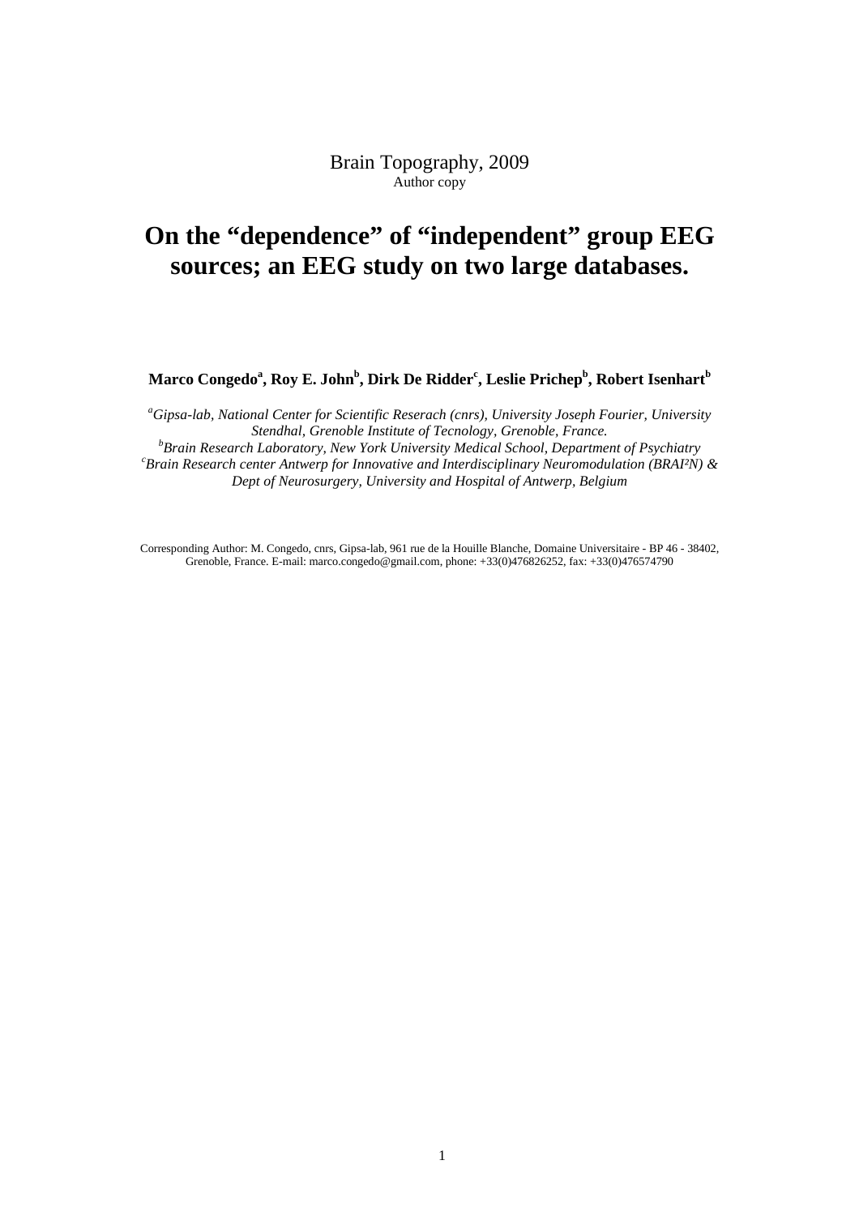Brain Topography, 2009
Author copy

# On the "dependence" of "independent" group EEG sources; an EEG study on two large databases.

**Marco Congedo[a], Roy E. John[b], Dirk De Ridder[c], Leslie Prichep[b], Robert Isenhart[b]**

*[a]Gipsa-lab, National Center for Scientific Reserach (cnrs), University Joseph Fourier, University Stendhal, Grenoble Institute of Tecnology, Grenoble, France.*
*[b]Brain Research Laboratory, New York University Medical School, Department of Psychiatry*
*[c]Brain Research center Antwerp for Innovative and Interdisciplinary Neuromodulation (BRAI²N) & Dept of Neurosurgery, University and Hospital of Antwerp, Belgium*

Corresponding Author: M. Congedo, cnrs, Gipsa-lab, 961 rue de la Houille Blanche, Domaine Universitaire - BP 46 - 38402, Grenoble, France. E-mail: marco.congedo@gmail.com, phone: +33(0)476826252, fax: +33(0)476574790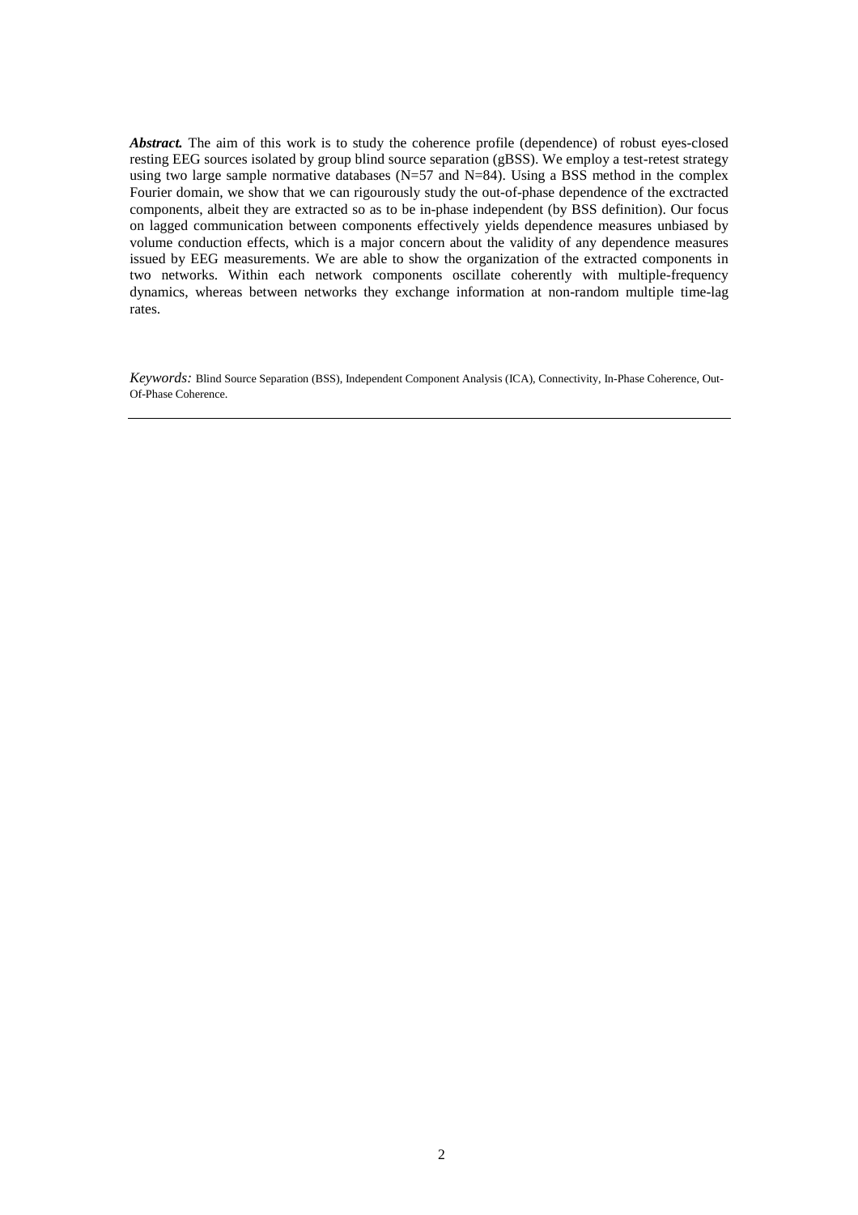***Abstract.*** The aim of this work is to study the coherence profile (dependence) of robust eyes-closed resting EEG sources isolated by group blind source separation (gBSS). We employ a test-retest strategy using two large sample normative databases (N=57 and N=84). Using a BSS method in the complex Fourier domain, we show that we can rigourously study the out-of-phase dependence of the exctracted components, albeit they are extracted so as to be in-phase independent (by BSS definition). Our focus on lagged communication between components effectively yields dependence measures unbiased by volume conduction effects, which is a major concern about the validity of any dependence measures issued by EEG measurements. We are able to show the organization of the extracted components in two networks. Within each network components oscillate coherently with multiple-frequency dynamics, whereas between networks they exchange information at non-random multiple time-lag rates.

*Keywords:* Blind Source Separation (BSS), Independent Component Analysis (ICA), Connectivity, In-Phase Coherence, Out-Of-Phase Coherence.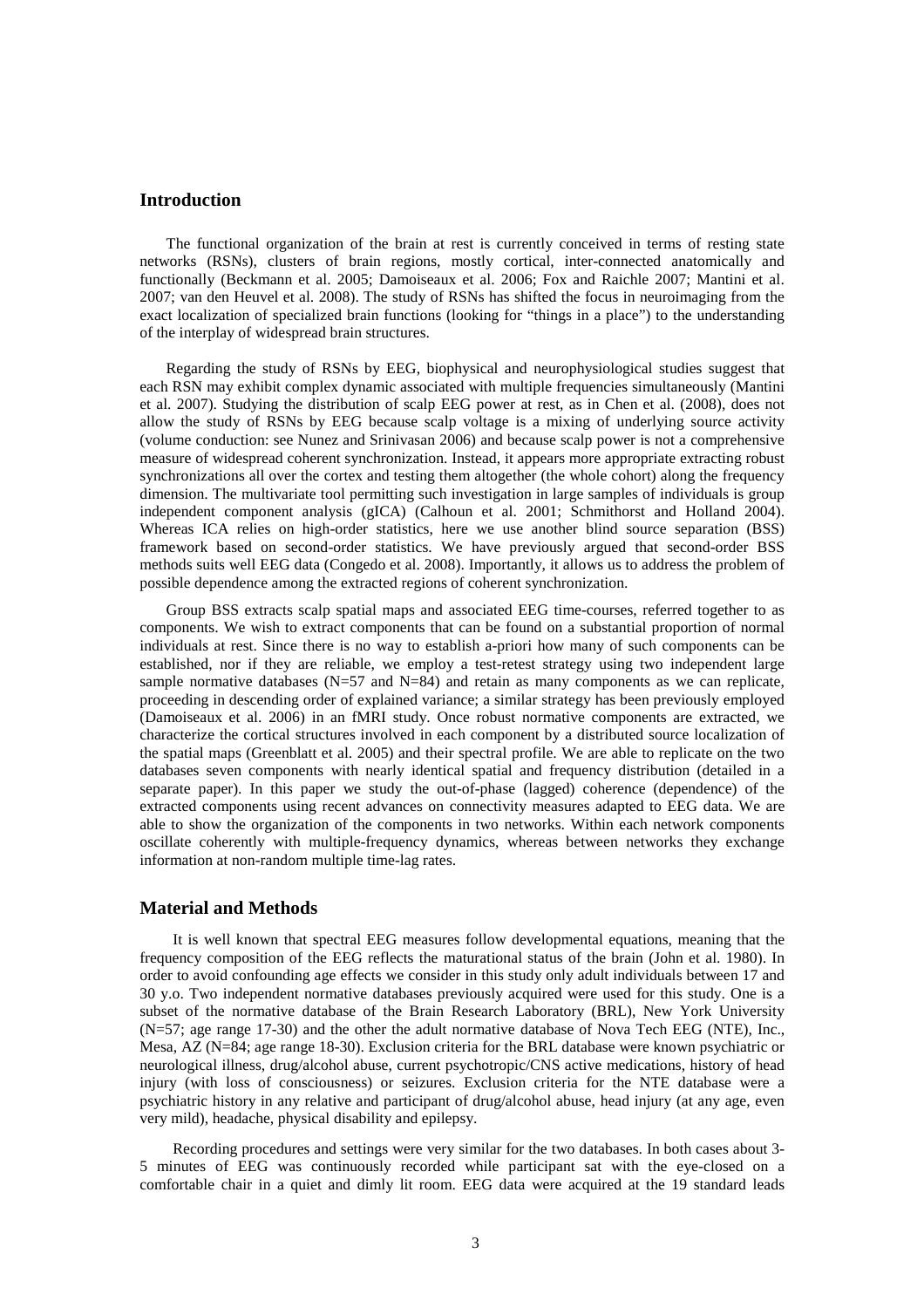## Introduction

The functional organization of the brain at rest is currently conceived in terms of resting state networks (RSNs), clusters of brain regions, mostly cortical, inter-connected anatomically and functionally (Beckmann et al. 2005; Damoiseaux et al. 2006; Fox and Raichle 2007; Mantini et al. 2007; van den Heuvel et al. 2008). The study of RSNs has shifted the focus in neuroimaging from the exact localization of specialized brain functions (looking for "things in a place") to the understanding of the interplay of widespread brain structures.

Regarding the study of RSNs by EEG, biophysical and neurophysiological studies suggest that each RSN may exhibit complex dynamic associated with multiple frequencies simultaneously (Mantini et al. 2007). Studying the distribution of scalp EEG power at rest, as in Chen et al. (2008), does not allow the study of RSNs by EEG because scalp voltage is a mixing of underlying source activity (volume conduction: see Nunez and Srinivasan 2006) and because scalp power is not a comprehensive measure of widespread coherent synchronization. Instead, it appears more appropriate extracting robust synchronizations all over the cortex and testing them altogether (the whole cohort) along the frequency dimension. The multivariate tool permitting such investigation in large samples of individuals is group independent component analysis (gICA) (Calhoun et al. 2001; Schmithorst and Holland 2004). Whereas ICA relies on high-order statistics, here we use another blind source separation (BSS) framework based on second-order statistics. We have previously argued that second-order BSS methods suits well EEG data (Congedo et al. 2008). Importantly, it allows us to address the problem of possible dependence among the extracted regions of coherent synchronization.

Group BSS extracts scalp spatial maps and associated EEG time-courses, referred together to as components. We wish to extract components that can be found on a substantial proportion of normal individuals at rest. Since there is no way to establish a-priori how many of such components can be established, nor if they are reliable, we employ a test-retest strategy using two independent large sample normative databases (N=57 and N=84) and retain as many components as we can replicate, proceeding in descending order of explained variance; a similar strategy has been previously employed (Damoiseaux et al. 2006) in an fMRI study. Once robust normative components are extracted, we characterize the cortical structures involved in each component by a distributed source localization of the spatial maps (Greenblatt et al. 2005) and their spectral profile. We are able to replicate on the two databases seven components with nearly identical spatial and frequency distribution (detailed in a separate paper). In this paper we study the out-of-phase (lagged) coherence (dependence) of the extracted components using recent advances on connectivity measures adapted to EEG data. We are able to show the organization of the components in two networks. Within each network components oscillate coherently with multiple-frequency dynamics, whereas between networks they exchange information at non-random multiple time-lag rates.

## Material and Methods

It is well known that spectral EEG measures follow developmental equations, meaning that the frequency composition of the EEG reflects the maturational status of the brain (John et al. 1980). In order to avoid confounding age effects we consider in this study only adult individuals between 17 and 30 y.o. Two independent normative databases previously acquired were used for this study. One is a subset of the normative database of the Brain Research Laboratory (BRL), New York University (N=57; age range 17-30) and the other the adult normative database of Nova Tech EEG (NTE), Inc., Mesa, AZ (N=84; age range 18-30). Exclusion criteria for the BRL database were known psychiatric or neurological illness, drug/alcohol abuse, current psychotropic/CNS active medications, history of head injury (with loss of consciousness) or seizures. Exclusion criteria for the NTE database were a psychiatric history in any relative and participant of drug/alcohol abuse, head injury (at any age, even very mild), headache, physical disability and epilepsy.

Recording procedures and settings were very similar for the two databases. In both cases about 3-5 minutes of EEG was continuously recorded while participant sat with the eye-closed on a comfortable chair in a quiet and dimly lit room. EEG data were acquired at the 19 standard leads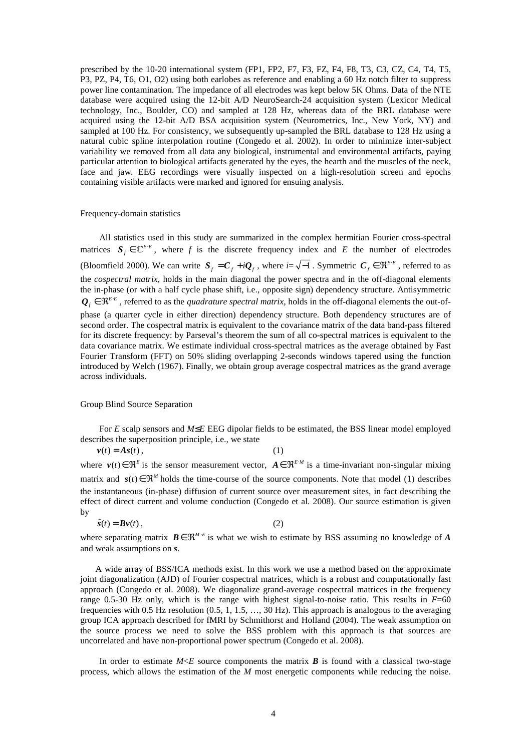prescribed by the 10-20 international system (FP1, FP2, F7, F3, FZ, F4, F8, T3, C3, CZ, C4, T4, T5, P3, PZ, P4, T6, O1, O2) using both earlobes as reference and enabling a 60 Hz notch filter to suppress power line contamination. The impedance of all electrodes was kept below 5K Ohms. Data of the NTE database were acquired using the 12-bit A/D NeuroSearch-24 acquisition system (Lexicor Medical technology, Inc., Boulder, CO) and sampled at 128 Hz, whereas data of the BRL database were acquired using the 12-bit A/D BSA acquisition system (Neurometrics, Inc., New York, NY) and sampled at 100 Hz. For consistency, we subsequently up-sampled the BRL database to 128 Hz using a natural cubic spline interpolation routine (Congedo et al. 2002). In order to minimize inter-subject variability we removed from all data any biological, instrumental and environmental artifacts, paying particular attention to biological artifacts generated by the eyes, the hearth and the muscles of the neck, face and jaw. EEG recordings were visually inspected on a high-resolution screen and epochs containing visible artifacts were marked and ignored for ensuing analysis.

## Frequency-domain statistics

All statistics used in this study are summarized in the complex hermitian Fourier cross-spectral matrices $\boldsymbol{S}_f \in \mathbb{C}^{E \cdot E}$, where $f$ is the discrete frequency index and $E$ the number of electrodes (Bloomfield 2000). We can write $\boldsymbol{S}_f = \boldsymbol{C}_f + i\boldsymbol{Q}_f$, where $i=\sqrt{-1}$. Symmetric $\boldsymbol{C}_f \in \Re^{E \cdot E}$, referred to as the *cospectral matrix*, holds in the main diagonal the power spectra and in the off-diagonal elements the in-phase (or with a half cycle phase shift, i.e., opposite sign) dependency structure. Antisymmetric $\boldsymbol{Q}_f \in \Re^{E \cdot E}$, referred to as the *quadrature spectral matrix*, holds in the off-diagonal elements the out-of-phase (a quarter cycle in either direction) dependency structure. Both dependency structures are of second order. The cospectral matrix is equivalent to the covariance matrix of the data band-pass filtered for its discrete frequency: by Parseval's theorem the sum of all co-spectral matrices is equivalent to the data covariance matrix. We estimate individual cross-spectral matrices as the average obtained by Fast Fourier Transform (FFT) on 50% sliding overlapping 2-seconds windows tapered using the function introduced by Welch (1967). Finally, we obtain group average cospectral matrices as the grand average across individuals.

## Group Blind Source Separation

For $E$ scalp sensors and $M \leq E$ EEG dipolar fields to be estimated, the BSS linear model employed describes the superposition principle, i.e., we state

$$\boldsymbol{v}(t) = \boldsymbol{A}\boldsymbol{s}(t), \qquad (1)$$

where $\boldsymbol{v}(t) \in \Re^{E}$ is the sensor measurement vector, $\boldsymbol{A} \in \Re^{E \cdot M}$ is a time-invariant non-singular mixing matrix and $\boldsymbol{s}(t) \in \Re^{M}$ holds the time-course of the source components. Note that model (1) describes the instantaneous (in-phase) diffusion of current source over measurement sites, in fact describing the effect of direct current and volume conduction (Congedo et al. 2008). Our source estimation is given by

$$\hat{\boldsymbol{s}}(t) = \boldsymbol{B}\boldsymbol{v}(t), \qquad (2)$$

where separating matrix $\boldsymbol{B} \in \Re^{M \cdot E}$ is what we wish to estimate by BSS assuming no knowledge of $\boldsymbol{A}$ and weak assumptions on $\boldsymbol{s}$.

A wide array of BSS/ICA methods exist. In this work we use a method based on the approximate joint diagonalization (AJD) of Fourier cospectral matrices, which is a robust and computationally fast approach (Congedo et al. 2008). We diagonalize grand-average cospectral matrices in the frequency range 0.5-30 Hz only, which is the range with highest signal-to-noise ratio. This results in $F$=60 frequencies with 0.5 Hz resolution (0.5, 1, 1.5, …, 30 Hz). This approach is analogous to the averaging group ICA approach described for fMRI by Schmithorst and Holland (2004). The weak assumption on the source process we need to solve the BSS problem with this approach is that sources are uncorrelated and have non-proportional power spectrum (Congedo et al. 2008).

In order to estimate $M<E$ source components the matrix $\boldsymbol{B}$ is found with a classical two-stage process, which allows the estimation of the $M$ most energetic components while reducing the noise.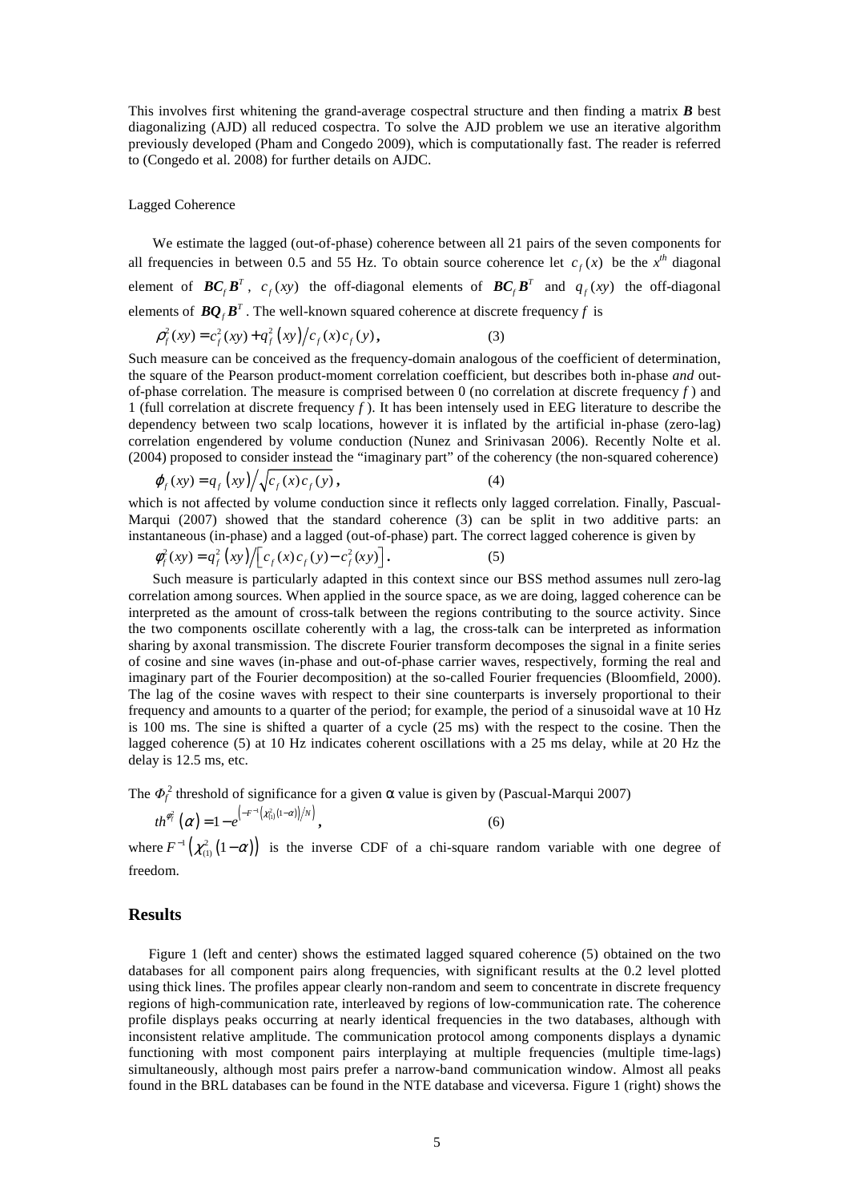This involves first whitening the grand-average cospectral structure and then finding a matrix $\boldsymbol{B}$ best diagonalizing (AJD) all reduced cospectra. To solve the AJD problem we use an iterative algorithm previously developed (Pham and Congedo 2009), which is computationally fast. The reader is referred to (Congedo et al. 2008) for further details on AJDC.

Lagged Coherence

We estimate the lagged (out-of-phase) coherence between all 21 pairs of the seven components for all frequencies in between 0.5 and 55 Hz. To obtain source coherence let $c_f(x)$ be the $x^{th}$ diagonal element of $\boldsymbol{B}\boldsymbol{C}_f\boldsymbol{B}^T$, $c_f(xy)$ the off-diagonal elements of $\boldsymbol{B}\boldsymbol{C}_f\boldsymbol{B}^T$ and $q_f(xy)$ the off-diagonal elements of $\boldsymbol{B}\boldsymbol{Q}_f\boldsymbol{B}^T$. The well-known squared coherence at discrete frequency $f$ is

$$\rho_f^2(xy) = c_f^2(xy) + q_f^2(xy) / c_f(x) c_f(y), \tag{3}$$

Such measure can be conceived as the frequency-domain analogous of the coefficient of determination, the square of the Pearson product-moment correlation coefficient, but describes both in-phase *and* out-of-phase correlation. The measure is comprised between 0 (no correlation at discrete frequency $f$) and 1 (full correlation at discrete frequency $f$). It has been intensely used in EEG literature to describe the dependency between two scalp locations, however it is inflated by the artificial in-phase (zero-lag) correlation engendered by volume conduction (Nunez and Srinivasan 2006). Recently Nolte et al. (2004) proposed to consider instead the "imaginary part" of the coherency (the non-squared coherence)

$$\varphi_f(xy) = q_f(xy) / \sqrt{c_f(x) c_f(y)}, \tag{4}$$

which is not affected by volume conduction since it reflects only lagged correlation. Finally, Pascual-Marqui (2007) showed that the standard coherence (3) can be split in two additive parts: an instantaneous (in-phase) and a lagged (out-of-phase) part. The correct lagged coherence is given by

$$\phi_f^2(xy) = q_f^2(xy) / \left[ c_f(x) c_f(y) - c_f^2(xy) \right]. \tag{5}$$

Such measure is particularly adapted in this context since our BSS method assumes null zero-lag correlation among sources. When applied in the source space, as we are doing, lagged coherence can be interpreted as the amount of cross-talk between the regions contributing to the source activity. Since the two components oscillate coherently with a lag, the cross-talk can be interpreted as information sharing by axonal transmission. The discrete Fourier transform decomposes the signal in a finite series of cosine and sine waves (in-phase and out-of-phase carrier waves, respectively, forming the real and imaginary part of the Fourier decomposition) at the so-called Fourier frequencies (Bloomfield, 2000). The lag of the cosine waves with respect to their sine counterparts is inversely proportional to their frequency and amounts to a quarter of the period; for example, the period of a sinusoidal wave at 10 Hz is 100 ms. The sine is shifted a quarter of a cycle (25 ms) with the respect to the cosine. Then the lagged coherence (5) at 10 Hz indicates coherent oscillations with a 25 ms delay, while at 20 Hz the delay is 12.5 ms, etc.

The $\Phi_f^2$ threshold of significance for a given α value is given by (Pascual-Marqui 2007)

$$th^{\phi_f^2}(\alpha) = 1 - e^{\left(-F^{-1}\left(\chi^2_{(1)}(1-\alpha)\right)/N\right)}, \tag{6}$$

where $F^{-1}\left(\chi^2_{(1)}(1-\alpha)\right)$ is the inverse CDF of a chi-square random variable with one degree of freedom.

## Results

Figure 1 (left and center) shows the estimated lagged squared coherence (5) obtained on the two databases for all component pairs along frequencies, with significant results at the 0.2 level plotted using thick lines. The profiles appear clearly non-random and seem to concentrate in discrete frequency regions of high-communication rate, interleaved by regions of low-communication rate. The coherence profile displays peaks occurring at nearly identical frequencies in the two databases, although with inconsistent relative amplitude. The communication protocol among components displays a dynamic functioning with most component pairs interplaying at multiple frequencies (multiple time-lags) simultaneously, although most pairs prefer a narrow-band communication window. Almost all peaks found in the BRL databases can be found in the NTE database and viceversa. Figure 1 (right) shows the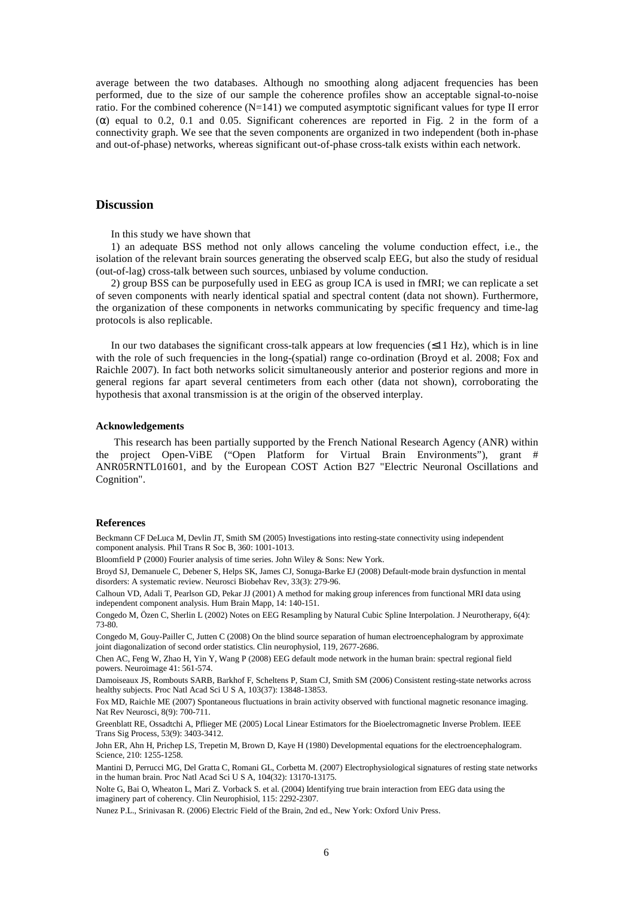average between the two databases. Although no smoothing along adjacent frequencies has been performed, due to the size of our sample the coherence profiles show an acceptable signal-to-noise ratio. For the combined coherence (N=141) we computed asymptotic significant values for type II error (α) equal to 0.2, 0.1 and 0.05. Significant coherences are reported in Fig. 2 in the form of a connectivity graph. We see that the seven components are organized in two independent (both in-phase and out-of-phase) networks, whereas significant out-of-phase cross-talk exists within each network.

## Discussion

In this study we have shown that

1) an adequate BSS method not only allows canceling the volume conduction effect, i.e., the isolation of the relevant brain sources generating the observed scalp EEG, but also the study of residual (out-of-lag) cross-talk between such sources, unbiased by volume conduction.

2) group BSS can be purposefully used in EEG as group ICA is used in fMRI; we can replicate a set of seven components with nearly identical spatial and spectral content (data not shown). Furthermore, the organization of these components in networks communicating by specific frequency and time-lag protocols is also replicable.

In our two databases the significant cross-talk appears at low frequencies (≤11 Hz), which is in line with the role of such frequencies in the long-(spatial) range co-ordination (Broyd et al. 2008; Fox and Raichle 2007). In fact both networks solicit simultaneously anterior and posterior regions and more in general regions far apart several centimeters from each other (data not shown), corroborating the hypothesis that axonal transmission is at the origin of the observed interplay.

#### Acknowledgements

This research has been partially supported by the French National Research Agency (ANR) within the project Open-ViBE ("Open Platform for Virtual Brain Environments"), grant # ANR05RNTL01601, and by the European COST Action B27 "Electric Neuronal Oscillations and Cognition".

#### References

Beckmann CF DeLuca M, Devlin JT, Smith SM (2005) Investigations into resting-state connectivity using independent component analysis. Phil Trans R Soc B, 360: 1001-1013.

Bloomfield P (2000) Fourier analysis of time series. John Wiley & Sons: New York.

Broyd SJ, Demanuele C, Debener S, Helps SK, James CJ, Sonuga-Barke EJ (2008) Default-mode brain dysfunction in mental disorders: A systematic review. Neurosci Biobehav Rev, 33(3): 279-96.

Calhoun VD, Adali T, Pearlson GD, Pekar JJ (2001) A method for making group inferences from functional MRI data using independent component analysis. Hum Brain Mapp, 14: 140-151.

Congedo M, Özen C, Sherlin L (2002) Notes on EEG Resampling by Natural Cubic Spline Interpolation. J Neurotherapy, 6(4): 73-80.

Congedo M, Gouy-Pailler C, Jutten C (2008) On the blind source separation of human electroencephalogram by approximate joint diagonalization of second order statistics. Clin neurophysiol, 119, 2677-2686.

Chen AC, Feng W, Zhao H, Yin Y, Wang P (2008) EEG default mode network in the human brain: spectral regional field powers. Neuroimage 41: 561-574.

Damoiseaux JS, Rombouts SARB, Barkhof F, Scheltens P, Stam CJ, Smith SM (2006) Consistent resting-state networks across healthy subjects. Proc Natl Acad Sci U S A, 103(37): 13848-13853.

Fox MD, Raichle ME (2007) Spontaneous fluctuations in brain activity observed with functional magnetic resonance imaging. Nat Rev Neurosci, 8(9): 700-711.

Greenblatt RE, Ossadtchi A, Pflieger ME (2005) Local Linear Estimators for the Bioelectromagnetic Inverse Problem. IEEE Trans Sig Process, 53(9): 3403-3412.

John ER, Ahn H, Prichep LS, Trepetin M, Brown D, Kaye H (1980) Developmental equations for the electroencephalogram. Science, 210: 1255-1258.

Mantini D, Perrucci MG, Del Gratta C, Romani GL, Corbetta M. (2007) Electrophysiological signatures of resting state networks in the human brain. Proc Natl Acad Sci U S A, 104(32): 13170-13175.

Nolte G, Bai O, Wheaton L, Mari Z. Vorback S. et al. (2004) Identifying true brain interaction from EEG data using the imaginery part of coherency. Clin Neurophisiol, 115: 2292-2307.

Nunez P.L., Srinivasan R. (2006) Electric Field of the Brain, 2nd ed., New York: Oxford Univ Press.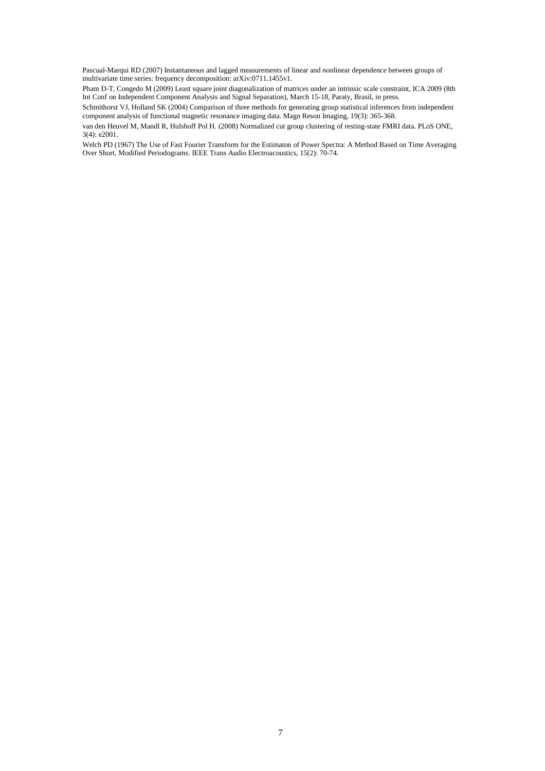Pascual-Marqui RD (2007) Instantaneous and lagged measurements of linear and nonlinear dependence between groups of multivariate time series: frequency decomposition: arXiv:0711.1455v1.

Pham D-T, Congedo M (2009) Least square joint diagonalization of matrices under an intrinsic scale constraint, ICA 2009 (8th Int Conf on Independent Component Analysis and Signal Separation), March 15-18, Paraty, Brasil, in press.

Schmithorst VJ, Holland SK (2004) Comparison of three methods for generating group statistical inferences from independent component analysis of functional magnetic resonance imaging data. Magn Reson Imaging, 19(3): 365-368.

van den Heuvel M, Mandl R, Hulshoff Pol H. (2008) Normalized cut group clustering of resting-state FMRI data. PLoS ONE, 3(4): e2001.

Welch PD (1967) The Use of Fast Fourier Transform for the Estimaton of Power Spectra: A Method Based on Time Averaging Over Short, Modified Periodograms. IEEE Trans Audio Electroacoustics, 15(2): 70-74.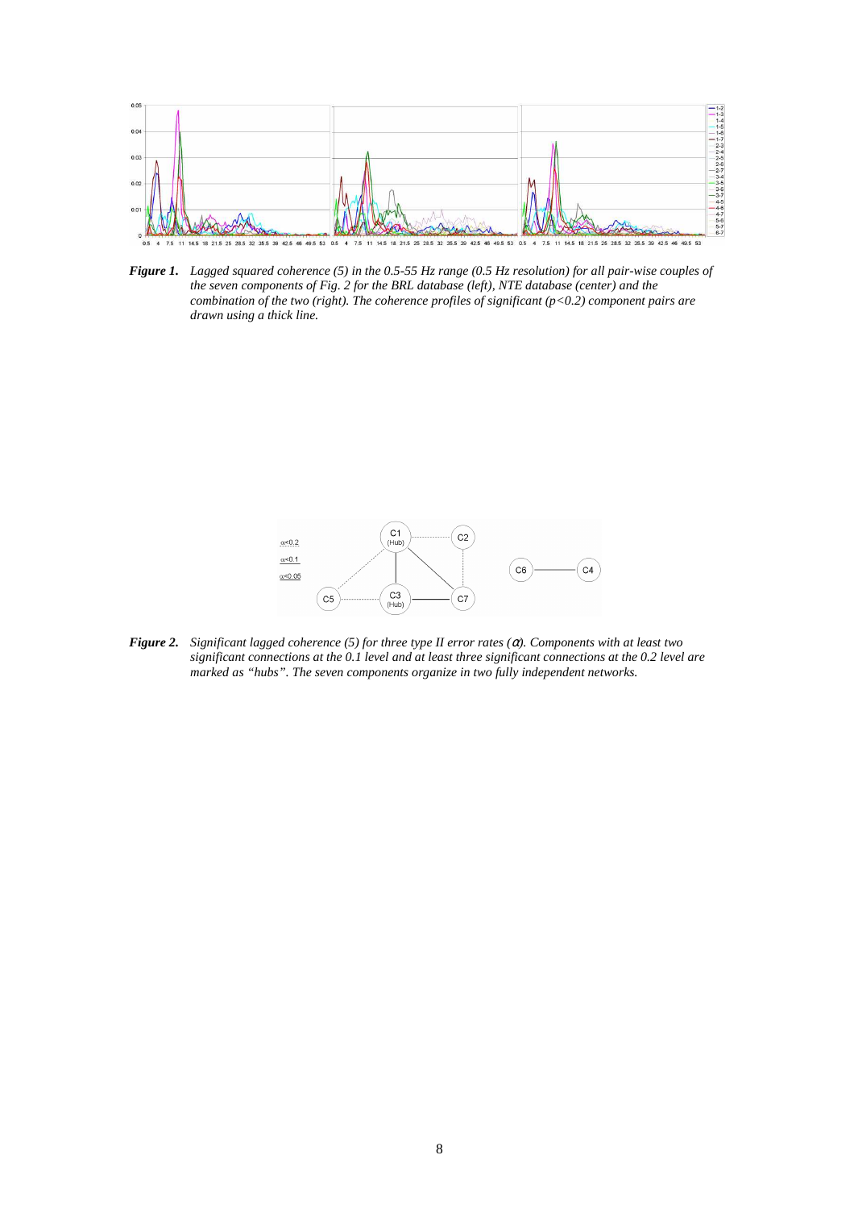0.05
0.04
0.03
0.02
0.01
0

0.5 4 7.5 11 14.5 18 21.5 25 28.5 32 35.5 39 42.5 46 49.5 53 0.5 4 7.5 11 14.5 18 21.5 25 28.5 32 35.5 39 42.5 46 49.5 53 0.5 4 7.5 11 14.5 18 21.5 25 28.5 32 35.5 39 42.5 46 49.5 53

1-2
1-3
1-4
1-5
1-6
1-7
2-3
2-4
2-5
2-6
2-7
3-4
3-5
3-6
3-7
4-5
4-6
4-7
5-6
5-7
6-7

***Figure 1.*** *Lagged squared coherence (5) in the 0.5-55 Hz range (0.5 Hz resolution) for all pair-wise couples of the seven components of Fig. 2 for the BRL database (left), NTE database (center) and the combination of the two (right). The coherence profiles of significant ($p<0.2$) component pairs are drawn using a thick line.*

$\alpha<0.2$
$\alpha<0.1$
$\alpha<0.05$

C1 (Hub)
C2
C3 (Hub)
C5
C7
C6
C4

***Figure 2.*** *Significant lagged coherence (5) for three type II error rates ($\alpha$). Components with at least two significant connections at the 0.1 level and at least three significant connections at the 0.2 level are marked as "hubs". The seven components organize in two fully independent networks.*